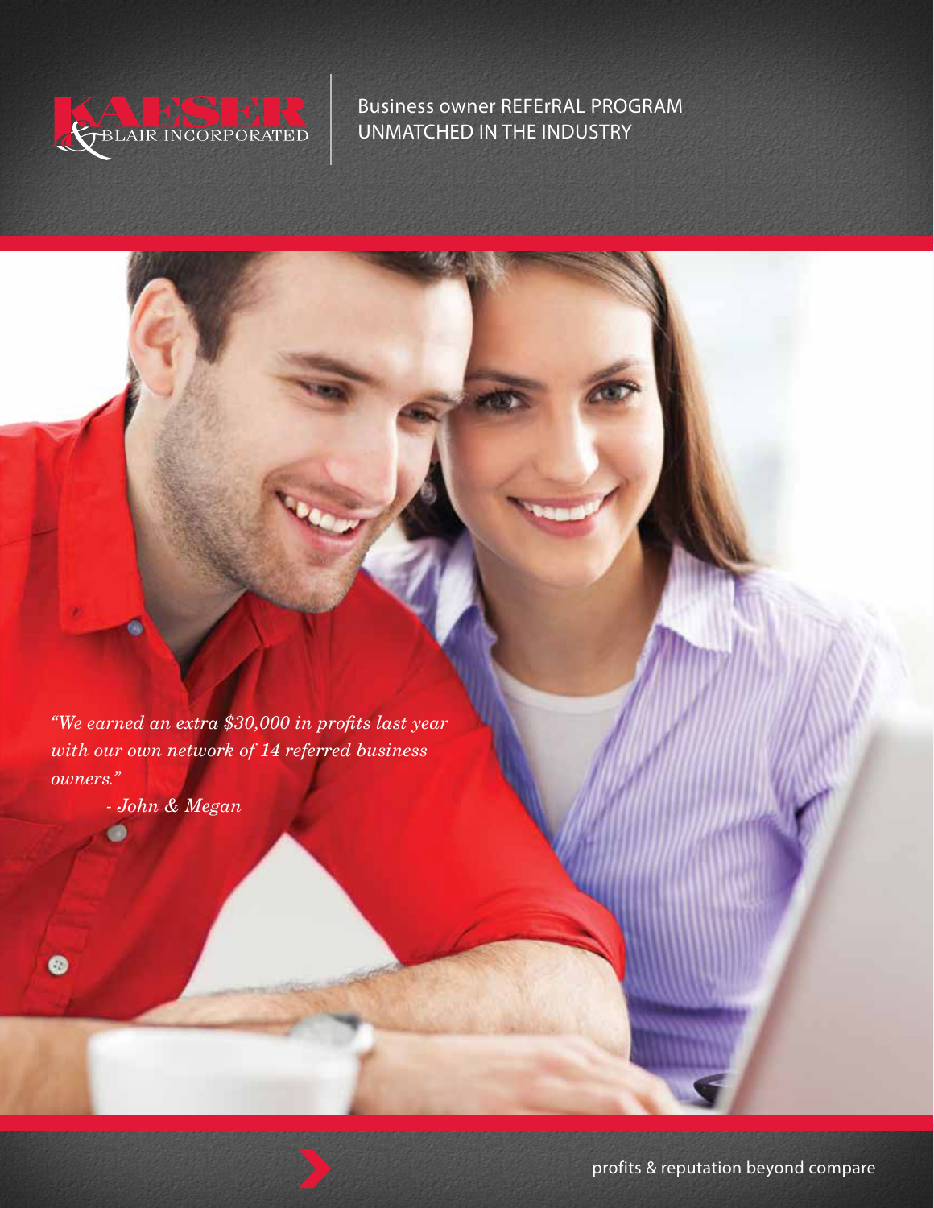KAESER & BLAIR INCORPORATED

# Business owner REFErRAL PROGRAM UNMATCHED IN THE INDUSTRY

*"We earned an extra $30,000 in profits last year with our own network of 14 referred business owners."*

*- John & Megan*

profits & reputation beyond compare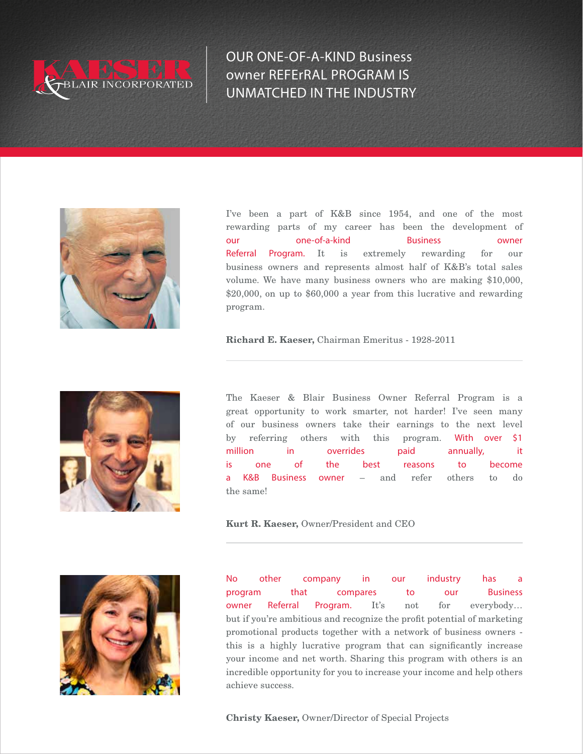# OUR ONE-OF-A-KIND Business owner REFErRAL PROGRAM IS UNMATCHED IN THE INDUSTRY

I've been a part of K&B since 1954, and one of the most rewarding parts of my career has been the development of our one-of-a-kind Business owner Referral Program. It is extremely rewarding for our business owners and represents almost half of K&B's total sales volume. We have many business owners who are making $10,000, $20,000, on up to $60,000 a year from this lucrative and rewarding program.

**Richard E. Kaeser,** Chairman Emeritus - 1928-2011

---

The Kaeser & Blair Business Owner Referral Program is a great opportunity to work smarter, not harder! I've seen many of our business owners take their earnings to the next level by referring others with this program. With over $1 million in overrides paid annually, it is one of the best reasons to become a K&B Business owner – and refer others to do the same!

**Kurt R. Kaeser,** Owner/President and CEO

---

No other company in our industry has a program that compares to our Business owner Referral Program. It's not for everybody… but if you're ambitious and recognize the profit potential of marketing promotional products together with a network of business owners - this is a highly lucrative program that can significantly increase your income and net worth. Sharing this program with others is an incredible opportunity for you to increase your income and help others achieve success.

**Christy Kaeser,** Owner/Director of Special Projects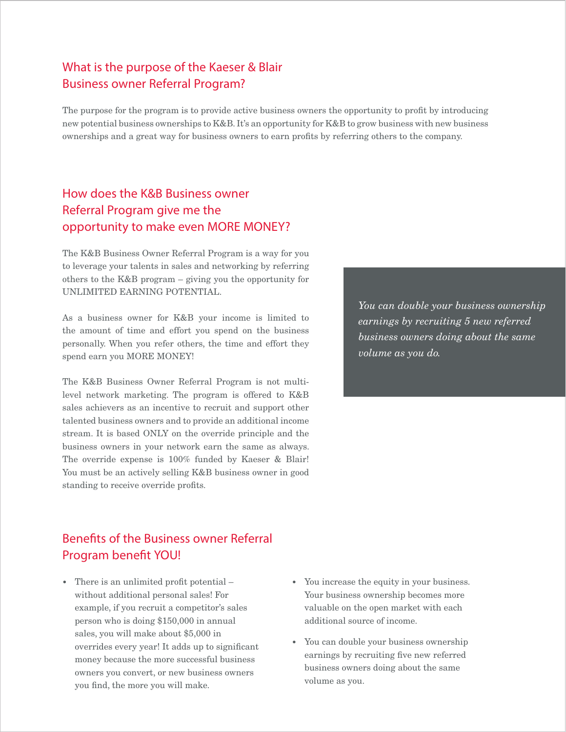## What is the purpose of the Kaeser & Blair Business owner Referral Program?

The purpose for the program is to provide active business owners the opportunity to profit by introducing new potential business ownerships to K&B. It's an opportunity for K&B to grow business with new business ownerships and a great way for business owners to earn profits by referring others to the company.

## How does the K&B Business owner Referral Program give me the opportunity to make even MORE MONEY?

The K&B Business Owner Referral Program is a way for you to leverage your talents in sales and networking by referring others to the K&B program – giving you the opportunity for UNLIMITED EARNING POTENTIAL.

As a business owner for K&B your income is limited to the amount of time and effort you spend on the business personally. When you refer others, the time and effort they spend earn you MORE MONEY!

The K&B Business Owner Referral Program is not multi-level network marketing. The program is offered to K&B sales achievers as an incentive to recruit and support other talented business owners and to provide an additional income stream. It is based ONLY on the override principle and the business owners in your network earn the same as always. The override expense is 100% funded by Kaeser & Blair! You must be an actively selling K&B business owner in good standing to receive override profits.

*You can double your business ownership earnings by recruiting 5 new referred business owners doing about the same volume as you do.*

## Benefits of the Business owner Referral Program benefit YOU!

- There is an unlimited profit potential – without additional personal sales! For example, if you recruit a competitor's sales person who is doing $150,000 in annual sales, you will make about $5,000 in overrides every year! It adds up to significant money because the more successful business owners you convert, or new business owners you find, the more you will make.
- You increase the equity in your business. Your business ownership becomes more valuable on the open market with each additional source of income.
- You can double your business ownership earnings by recruiting five new referred business owners doing about the same volume as you.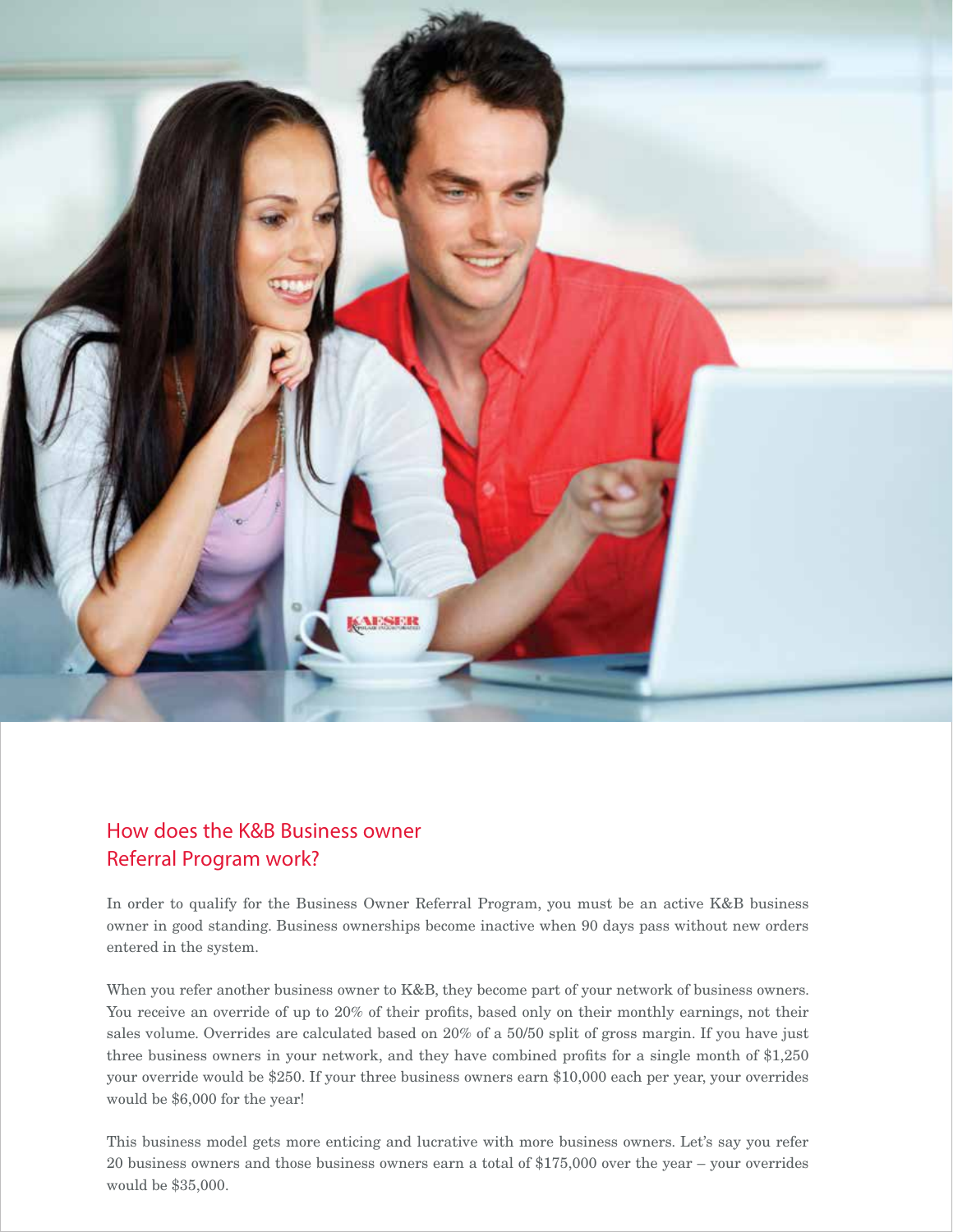## How does the K&B Business owner Referral Program work?

In order to qualify for the Business Owner Referral Program, you must be an active K&B business owner in good standing. Business ownerships become inactive when 90 days pass without new orders entered in the system.

When you refer another business owner to K&B, they become part of your network of business owners. You receive an override of up to 20% of their profits, based only on their monthly earnings, not their sales volume. Overrides are calculated based on 20% of a 50/50 split of gross margin. If you have just three business owners in your network, and they have combined profits for a single month of $1,250 your override would be $250. If your three business owners earn $10,000 each per year, your overrides would be $6,000 for the year!

This business model gets more enticing and lucrative with more business owners. Let's say you refer 20 business owners and those business owners earn a total of $175,000 over the year – your overrides would be $35,000.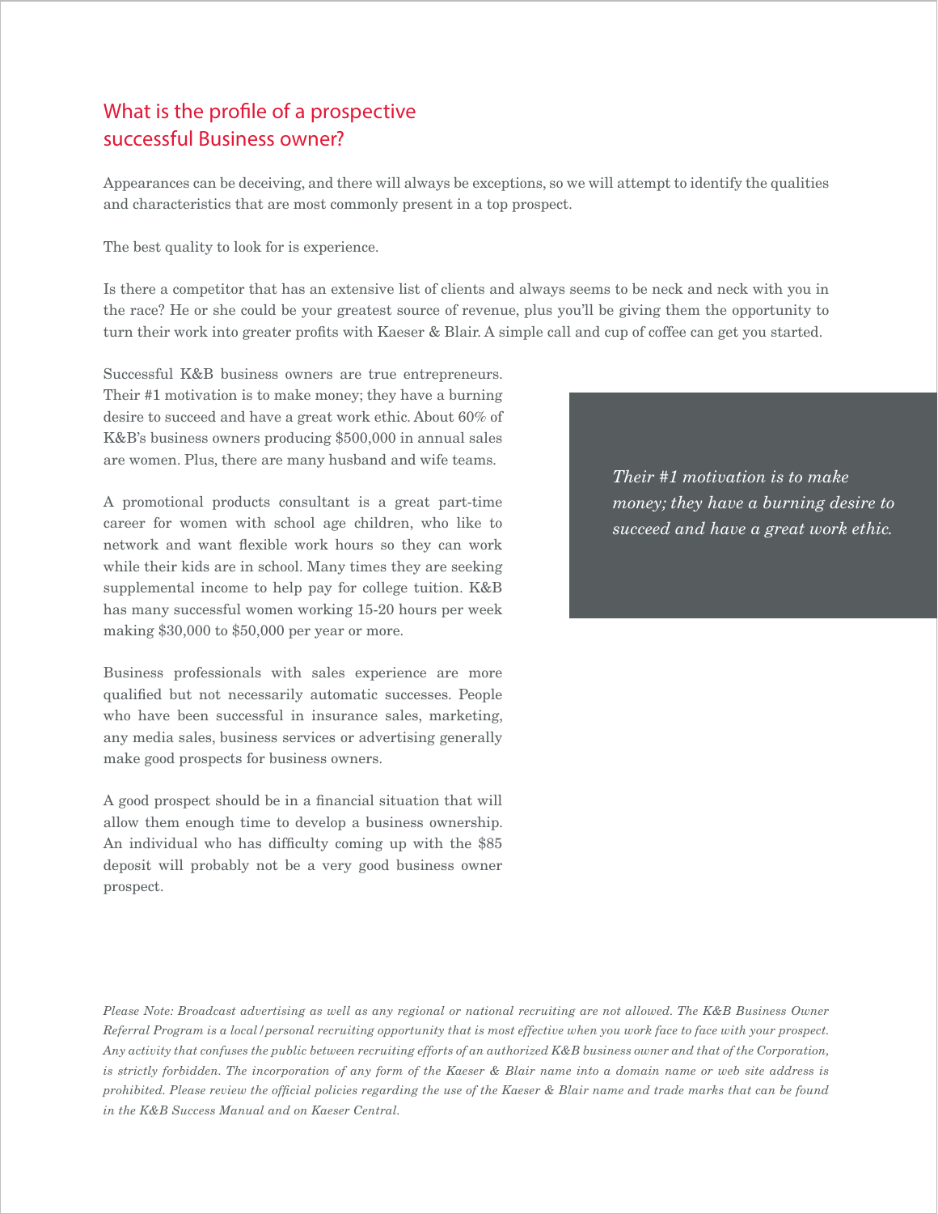## What is the profile of a prospective successful Business owner?

Appearances can be deceiving, and there will always be exceptions, so we will attempt to identify the qualities and characteristics that are most commonly present in a top prospect.

The best quality to look for is experience.

Is there a competitor that has an extensive list of clients and always seems to be neck and neck with you in the race? He or she could be your greatest source of revenue, plus you'll be giving them the opportunity to turn their work into greater profits with Kaeser & Blair. A simple call and cup of coffee can get you started.

Successful K&B business owners are true entrepreneurs. Their #1 motivation is to make money; they have a burning desire to succeed and have a great work ethic. About 60% of K&B's business owners producing $500,000 in annual sales are women. Plus, there are many husband and wife teams.

> *Their #1 motivation is to make money; they have a burning desire to succeed and have a great work ethic.*

A promotional products consultant is a great part-time career for women with school age children, who like to network and want flexible work hours so they can work while their kids are in school. Many times they are seeking supplemental income to help pay for college tuition. K&B has many successful women working 15-20 hours per week making $30,000 to $50,000 per year or more.

Business professionals with sales experience are more qualified but not necessarily automatic successes. People who have been successful in insurance sales, marketing, any media sales, business services or advertising generally make good prospects for business owners.

A good prospect should be in a financial situation that will allow them enough time to develop a business ownership. An individual who has difficulty coming up with the $85 deposit will probably not be a very good business owner prospect.

*Please Note: Broadcast advertising as well as any regional or national recruiting are not allowed. The K&B Business Owner Referral Program is a local/personal recruiting opportunity that is most effective when you work face to face with your prospect. Any activity that confuses the public between recruiting efforts of an authorized K&B business owner and that of the Corporation, is strictly forbidden. The incorporation of any form of the Kaeser & Blair name into a domain name or web site address is prohibited. Please review the official policies regarding the use of the Kaeser & Blair name and trade marks that can be found in the K&B Success Manual and on Kaeser Central.*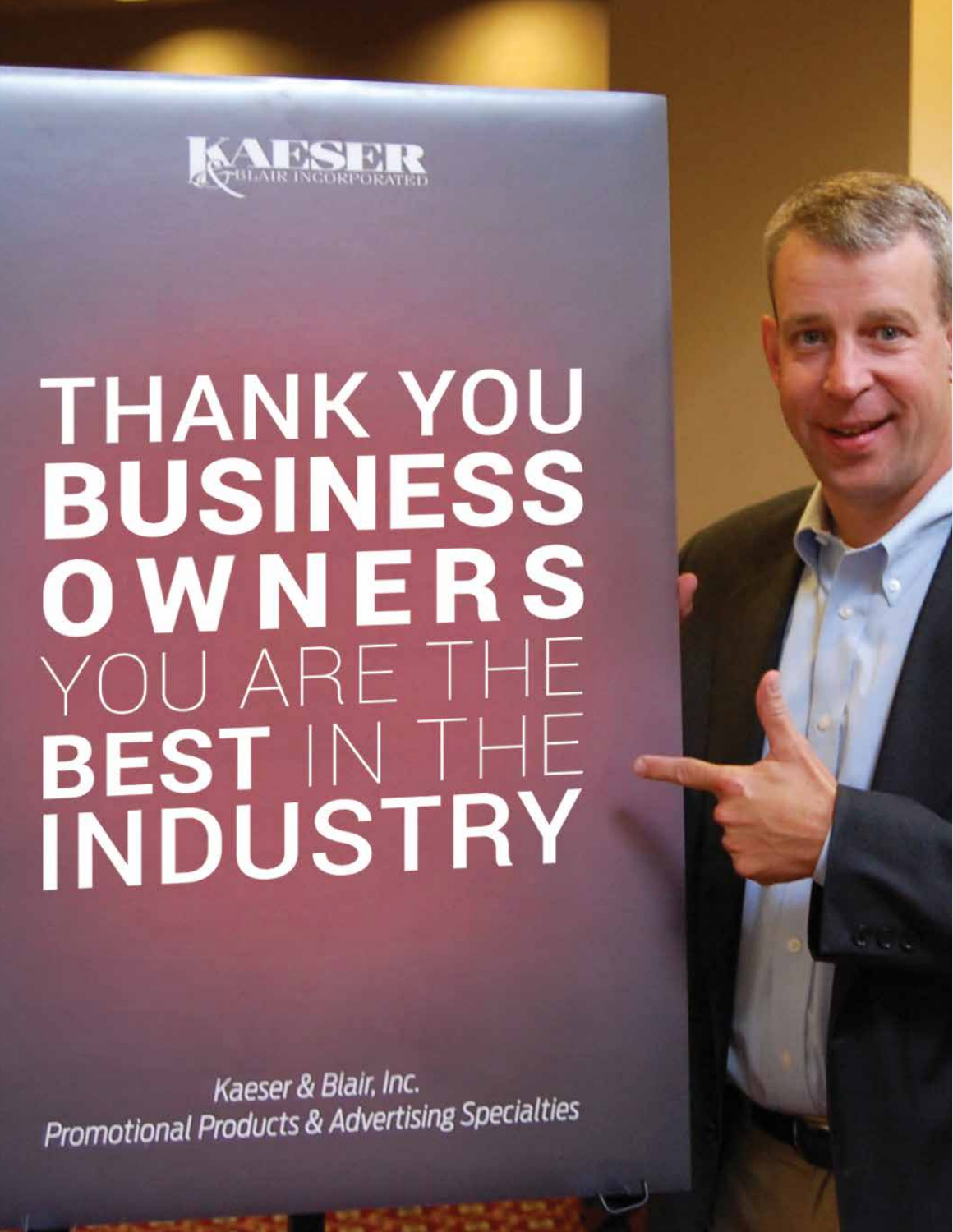KAESER & BLAIR INCORPORATED

# THANK YOU BUSINESS OWNERS YOU ARE THE BEST IN THE INDUSTRY

*Kaeser & Blair, Inc.*
*Promotional Products & Advertising Specialties*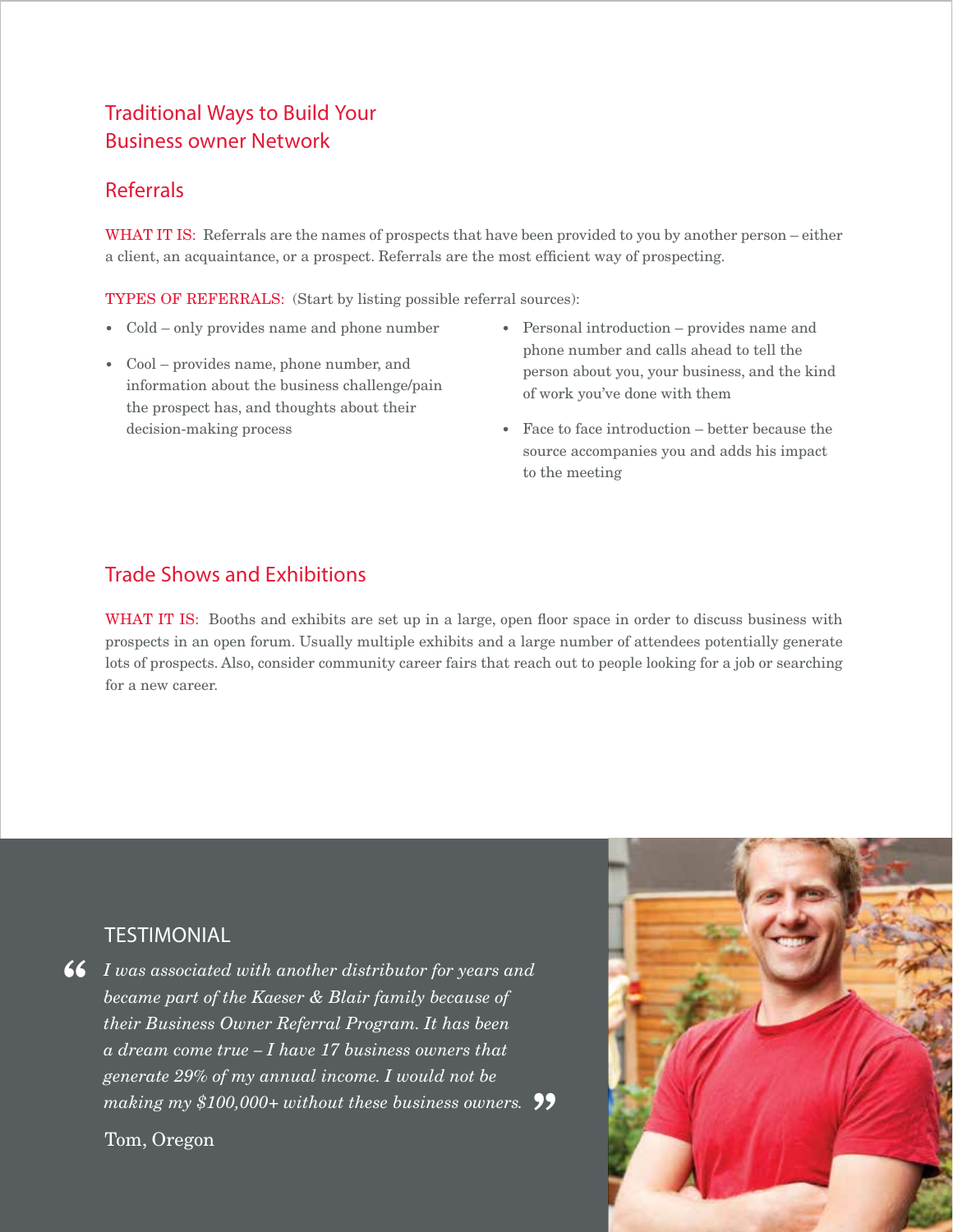## Traditional Ways to Build Your Business owner Network

### Referrals

WHAT IT IS: Referrals are the names of prospects that have been provided to you by another person – either a client, an acquaintance, or a prospect. Referrals are the most efficient way of prospecting.

TYPES OF REFERRALS: (Start by listing possible referral sources):

- Cold – only provides name and phone number
- Cool – provides name, phone number, and information about the business challenge/pain the prospect has, and thoughts about their decision-making process
- Personal introduction – provides name and phone number and calls ahead to tell the person about you, your business, and the kind of work you've done with them
- Face to face introduction – better because the source accompanies you and adds his impact to the meeting

### Trade Shows and Exhibitions

WHAT IT IS: Booths and exhibits are set up in a large, open floor space in order to discuss business with prospects in an open forum. Usually multiple exhibits and a large number of attendees potentially generate lots of prospects. Also, consider community career fairs that reach out to people looking for a job or searching for a new career.

### TESTIMONIAL

*"I was associated with another distributor for years and became part of the Kaeser & Blair family because of their Business Owner Referral Program. It has been a dream come true – I have 17 business owners that generate 29% of my annual income. I would not be making my $100,000+ without these business owners."*

Tom, Oregon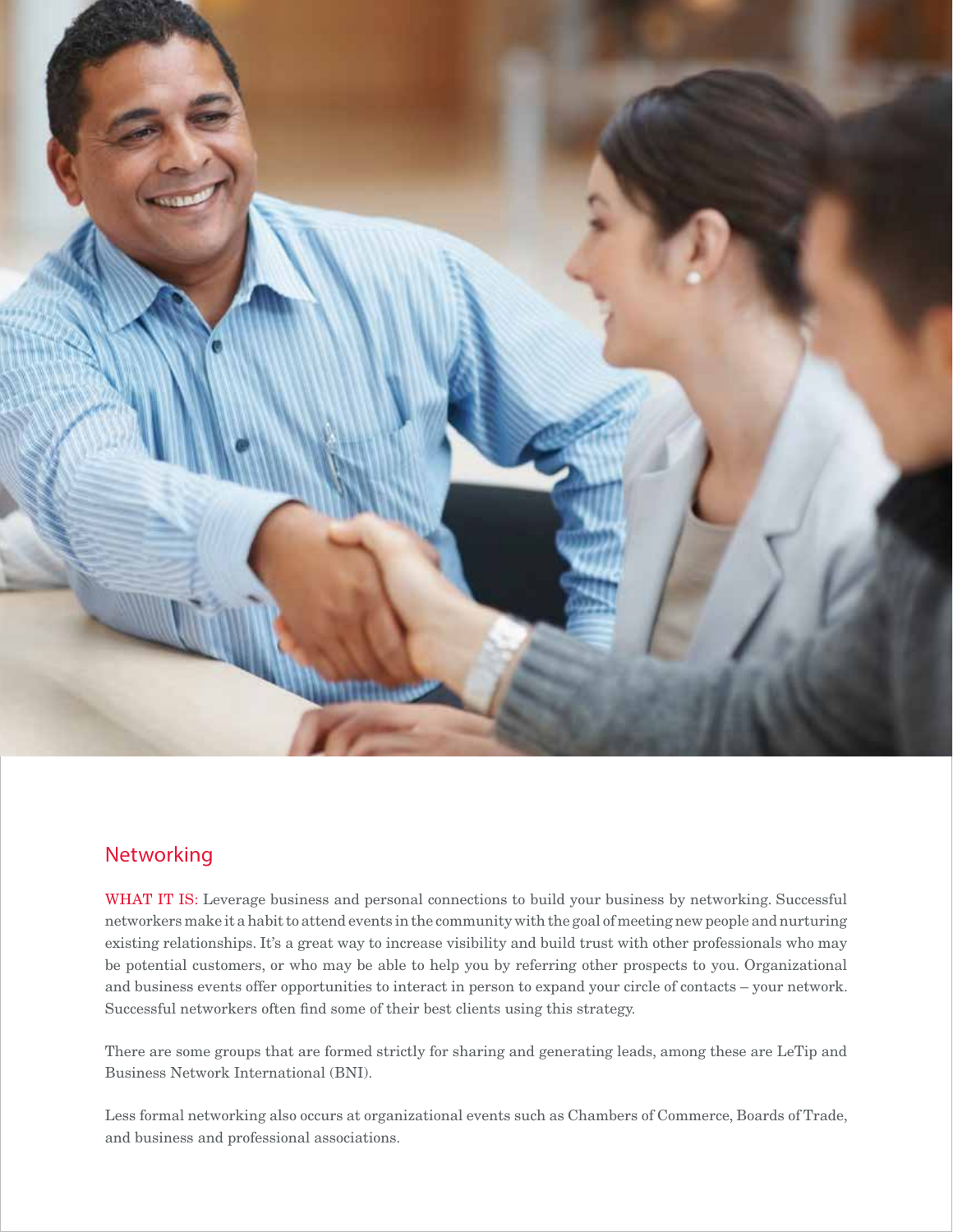## Networking

WHAT IT IS: Leverage business and personal connections to build your business by networking. Successful networkers make it a habit to attend events in the community with the goal of meeting new people and nurturing existing relationships. It's a great way to increase visibility and build trust with other professionals who may be potential customers, or who may be able to help you by referring other prospects to you. Organizational and business events offer opportunities to interact in person to expand your circle of contacts – your network. Successful networkers often find some of their best clients using this strategy.

There are some groups that are formed strictly for sharing and generating leads, among these are LeTip and Business Network International (BNI).

Less formal networking also occurs at organizational events such as Chambers of Commerce, Boards of Trade, and business and professional associations.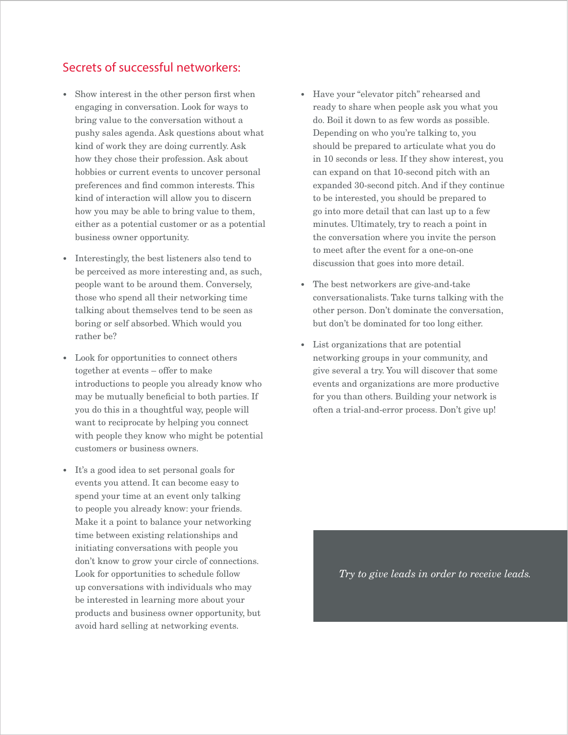## Secrets of successful networkers:

- Show interest in the other person first when engaging in conversation. Look for ways to bring value to the conversation without a pushy sales agenda. Ask questions about what kind of work they are doing currently. Ask how they chose their profession. Ask about hobbies or current events to uncover personal preferences and find common interests. This kind of interaction will allow you to discern how you may be able to bring value to them, either as a potential customer or as a potential business owner opportunity.

- Interestingly, the best listeners also tend to be perceived as more interesting and, as such, people want to be around them. Conversely, those who spend all their networking time talking about themselves tend to be seen as boring or self absorbed. Which would you rather be?

- Look for opportunities to connect others together at events – offer to make introductions to people you already know who may be mutually beneficial to both parties. If you do this in a thoughtful way, people will want to reciprocate by helping you connect with people they know who might be potential customers or business owners.

- It's a good idea to set personal goals for events you attend. It can become easy to spend your time at an event only talking to people you already know: your friends. Make it a point to balance your networking time between existing relationships and initiating conversations with people you don't know to grow your circle of connections. Look for opportunities to schedule follow up conversations with individuals who may be interested in learning more about your products and business owner opportunity, but avoid hard selling at networking events.

- Have your "elevator pitch" rehearsed and ready to share when people ask you what you do. Boil it down to as few words as possible. Depending on who you're talking to, you should be prepared to articulate what you do in 10 seconds or less. If they show interest, you can expand on that 10-second pitch with an expanded 30-second pitch. And if they continue to be interested, you should be prepared to go into more detail that can last up to a few minutes. Ultimately, try to reach a point in the conversation where you invite the person to meet after the event for a one-on-one discussion that goes into more detail.

- The best networkers are give-and-take conversationalists. Take turns talking with the other person. Don't dominate the conversation, but don't be dominated for too long either.

- List organizations that are potential networking groups in your community, and give several a try. You will discover that some events and organizations are more productive for you than others. Building your network is often a trial-and-error process. Don't give up!

*Try to give leads in order to receive leads.*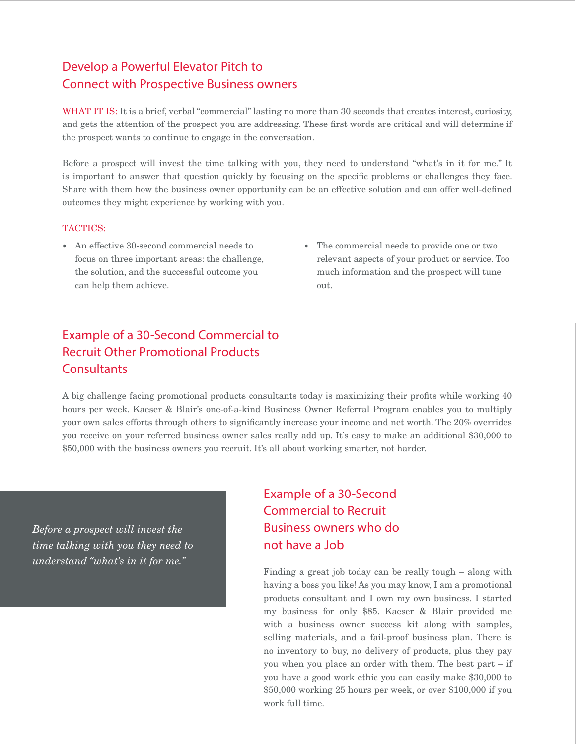## Develop a Powerful Elevator Pitch to Connect with Prospective Business owners

WHAT IT IS: It is a brief, verbal "commercial" lasting no more than 30 seconds that creates interest, curiosity, and gets the attention of the prospect you are addressing. These first words are critical and will determine if the prospect wants to continue to engage in the conversation.

Before a prospect will invest the time talking with you, they need to understand "what's in it for me." It is important to answer that question quickly by focusing on the specific problems or challenges they face. Share with them how the business owner opportunity can be an effective solution and can offer well-defined outcomes they might experience by working with you.

TACTICS:

- An effective 30-second commercial needs to focus on three important areas: the challenge, the solution, and the successful outcome you can help them achieve.
- The commercial needs to provide one or two relevant aspects of your product or service. Too much information and the prospect will tune out.

## Example of a 30-Second Commercial to Recruit Other Promotional Products Consultants

A big challenge facing promotional products consultants today is maximizing their profits while working 40 hours per week. Kaeser & Blair's one-of-a-kind Business Owner Referral Program enables you to multiply your own sales efforts through others to significantly increase your income and net worth. The 20% overrides you receive on your referred business owner sales really add up. It's easy to make an additional $30,000 to $50,000 with the business owners you recruit. It's all about working smarter, not harder.

*Before a prospect will invest the time talking with you they need to understand "what's in it for me."*

## Example of a 30-Second Commercial to Recruit Business owners who do not have a Job

Finding a great job today can be really tough – along with having a boss you like! As you may know, I am a promotional products consultant and I own my own business. I started my business for only $85. Kaeser & Blair provided me with a business owner success kit along with samples, selling materials, and a fail-proof business plan. There is no inventory to buy, no delivery of products, plus they pay you when you place an order with them. The best part – if you have a good work ethic you can easily make $30,000 to $50,000 working 25 hours per week, or over $100,000 if you work full time.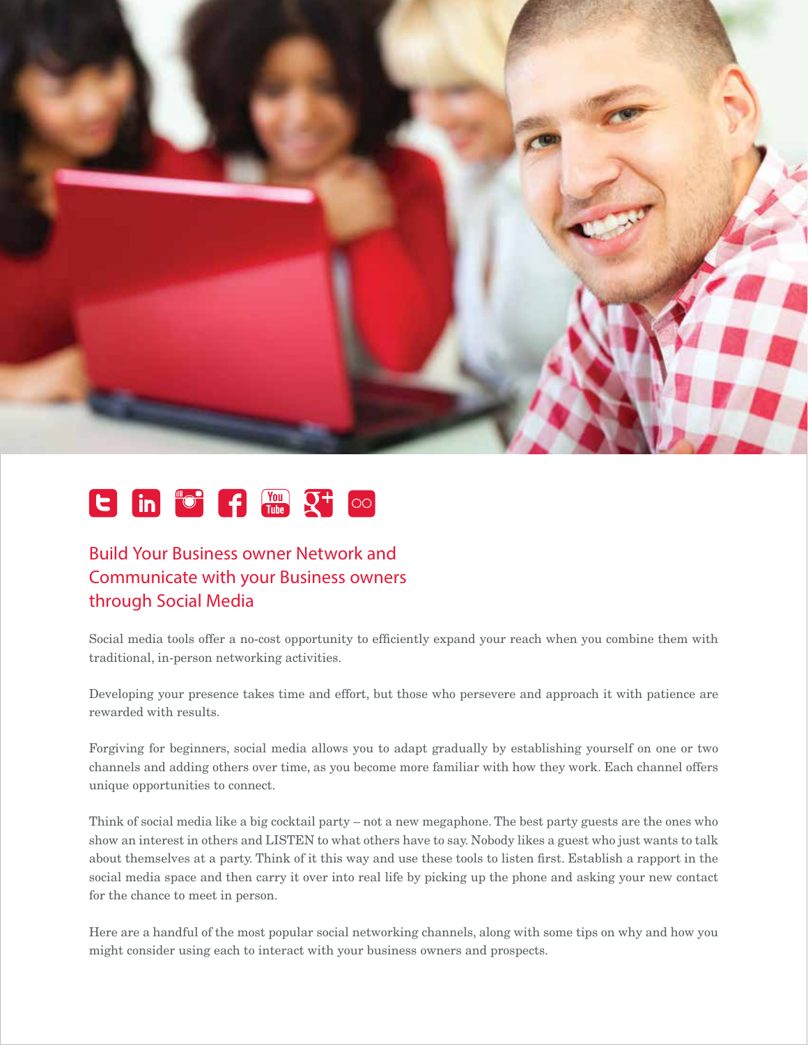## Build Your Business owner Network and Communicate with your Business owners through Social Media

Social media tools offer a no-cost opportunity to efficiently expand your reach when you combine them with traditional, in-person networking activities.

Developing your presence takes time and effort, but those who persevere and approach it with patience are rewarded with results.

Forgiving for beginners, social media allows you to adapt gradually by establishing yourself on one or two channels and adding others over time, as you become more familiar with how they work. Each channel offers unique opportunities to connect.

Think of social media like a big cocktail party – not a new megaphone. The best party guests are the ones who show an interest in others and LISTEN to what others have to say. Nobody likes a guest who just wants to talk about themselves at a party. Think of it this way and use these tools to listen first. Establish a rapport in the social media space and then carry it over into real life by picking up the phone and asking your new contact for the chance to meet in person.

Here are a handful of the most popular social networking channels, along with some tips on why and how you might consider using each to interact with your business owners and prospects.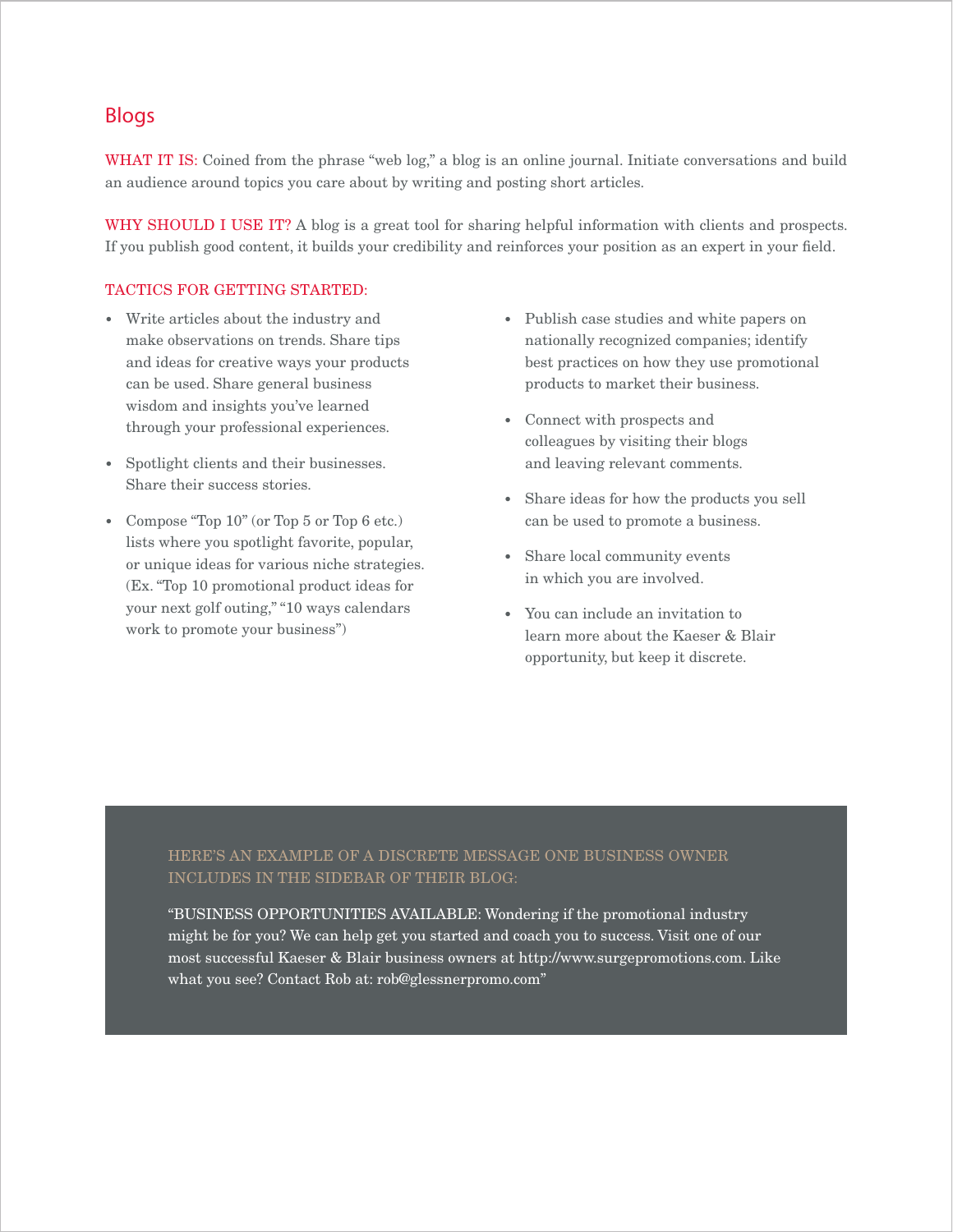## Blogs

WHAT IT IS: Coined from the phrase "web log," a blog is an online journal. Initiate conversations and build an audience around topics you care about by writing and posting short articles.

WHY SHOULD I USE IT? A blog is a great tool for sharing helpful information with clients and prospects. If you publish good content, it builds your credibility and reinforces your position as an expert in your field.

TACTICS FOR GETTING STARTED:

- Write articles about the industry and make observations on trends. Share tips and ideas for creative ways your products can be used. Share general business wisdom and insights you've learned through your professional experiences.
- Spotlight clients and their businesses. Share their success stories.
- Compose "Top 10" (or Top 5 or Top 6 etc.) lists where you spotlight favorite, popular, or unique ideas for various niche strategies. (Ex. "Top 10 promotional product ideas for your next golf outing," "10 ways calendars work to promote your business")
- Publish case studies and white papers on nationally recognized companies; identify best practices on how they use promotional products to market their business.
- Connect with prospects and colleagues by visiting their blogs and leaving relevant comments.
- Share ideas for how the products you sell can be used to promote a business.
- Share local community events in which you are involved.
- You can include an invitation to learn more about the Kaeser & Blair opportunity, but keep it discrete.

HERE'S AN EXAMPLE OF A DISCRETE MESSAGE ONE BUSINESS OWNER INCLUDES IN THE SIDEBAR OF THEIR BLOG:

"BUSINESS OPPORTUNITIES AVAILABLE: Wondering if the promotional industry might be for you? We can help get you started and coach you to success. Visit one of our most successful Kaeser & Blair business owners at http://www.surgepromotions.com. Like what you see? Contact Rob at: rob@glessnerpromo.com"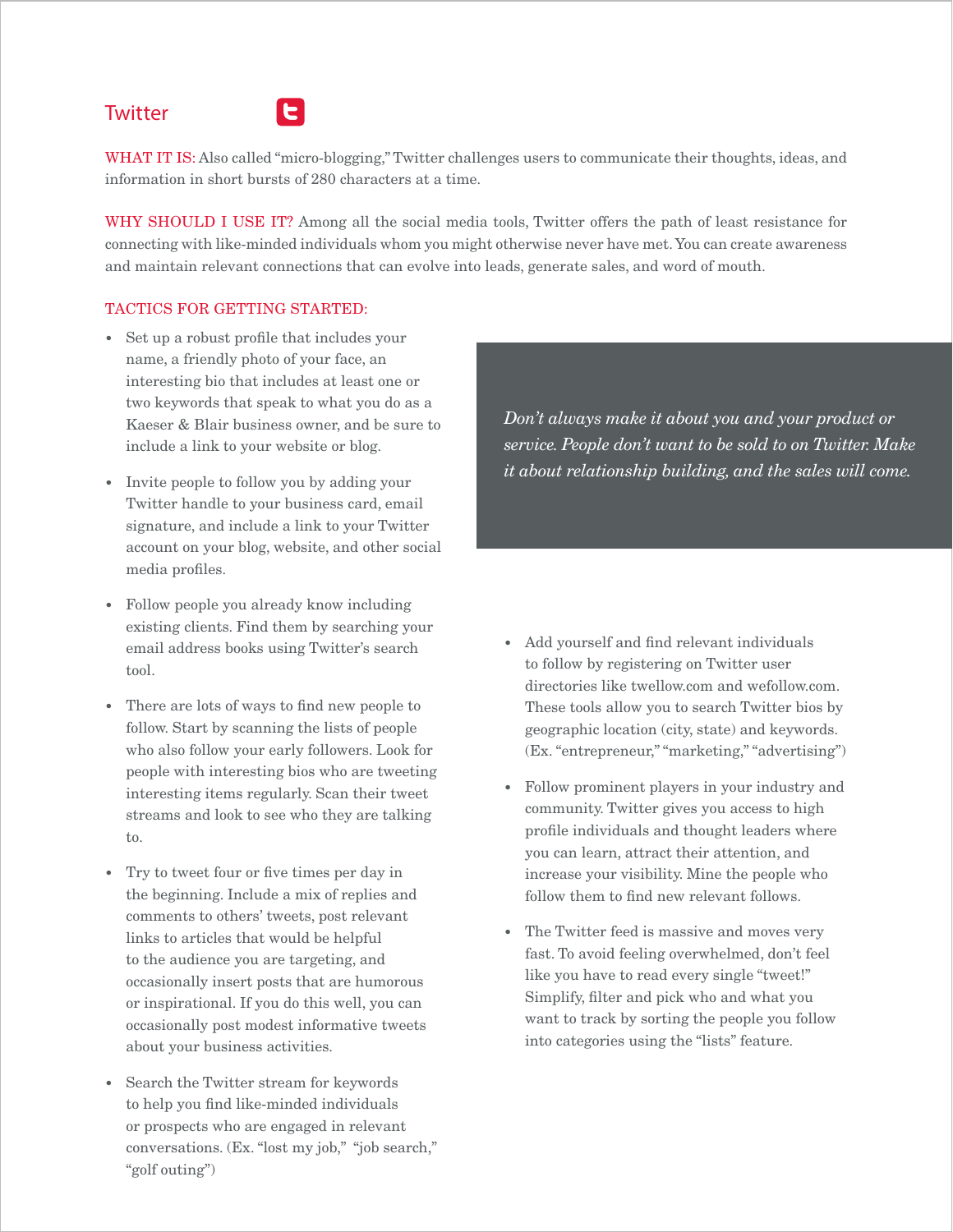## Twitter

WHAT IT IS: Also called "micro-blogging," Twitter challenges users to communicate their thoughts, ideas, and information in short bursts of 280 characters at a time.

WHY SHOULD I USE IT? Among all the social media tools, Twitter offers the path of least resistance for connecting with like-minded individuals whom you might otherwise never have met. You can create awareness and maintain relevant connections that can evolve into leads, generate sales, and word of mouth.

### TACTICS FOR GETTING STARTED:

- Set up a robust profile that includes your name, a friendly photo of your face, an interesting bio that includes at least one or two keywords that speak to what you do as a Kaeser & Blair business owner, and be sure to include a link to your website or blog.
- Invite people to follow you by adding your Twitter handle to your business card, email signature, and include a link to your Twitter account on your blog, website, and other social media profiles.
- Follow people you already know including existing clients. Find them by searching your email address books using Twitter's search tool.
- There are lots of ways to find new people to follow. Start by scanning the lists of people who also follow your early followers. Look for people with interesting bios who are tweeting interesting items regularly. Scan their tweet streams and look to see who they are talking to.
- Try to tweet four or five times per day in the beginning. Include a mix of replies and comments to others' tweets, post relevant links to articles that would be helpful to the audience you are targeting, and occasionally insert posts that are humorous or inspirational. If you do this well, you can occasionally post modest informative tweets about your business activities.
- Search the Twitter stream for keywords to help you find like-minded individuals or prospects who are engaged in relevant conversations. (Ex. "lost my job," "job search," "golf outing")

*Don't always make it about you and your product or service. People don't want to be sold to on Twitter. Make it about relationship building, and the sales will come.*

- Add yourself and find relevant individuals to follow by registering on Twitter user directories like twellow.com and wefollow.com. These tools allow you to search Twitter bios by geographic location (city, state) and keywords. (Ex. "entrepreneur," "marketing," "advertising")
- Follow prominent players in your industry and community. Twitter gives you access to high profile individuals and thought leaders where you can learn, attract their attention, and increase your visibility. Mine the people who follow them to find new relevant follows.
- The Twitter feed is massive and moves very fast. To avoid feeling overwhelmed, don't feel like you have to read every single "tweet!" Simplify, filter and pick who and what you want to track by sorting the people you follow into categories using the "lists" feature.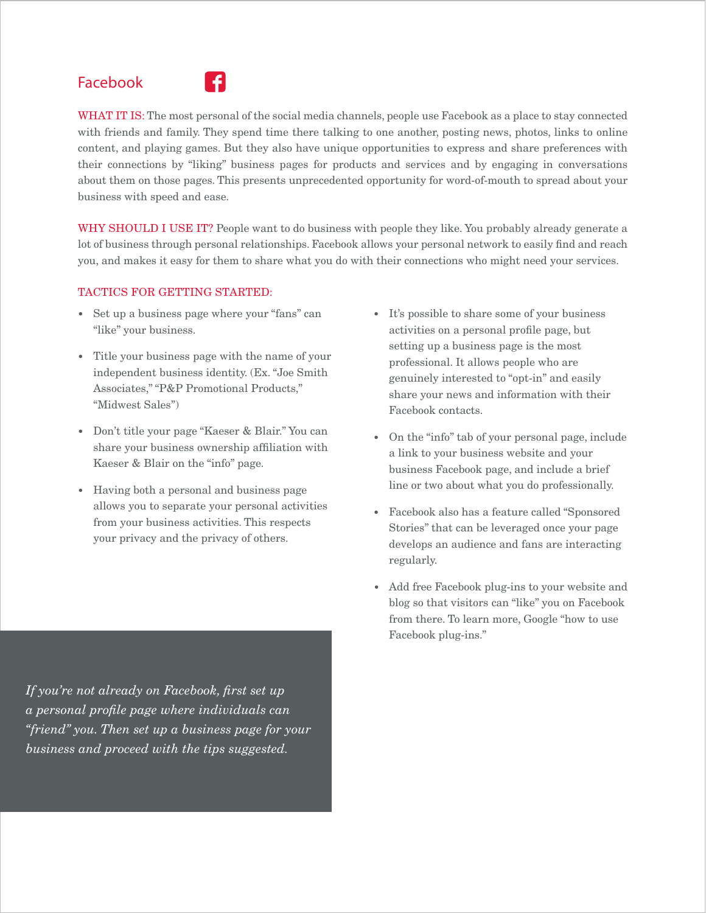## Facebook

WHAT IT IS: The most personal of the social media channels, people use Facebook as a place to stay connected with friends and family. They spend time there talking to one another, posting news, photos, links to online content, and playing games. But they also have unique opportunities to express and share preferences with their connections by "liking" business pages for products and services and by engaging in conversations about them on those pages. This presents unprecedented opportunity for word-of-mouth to spread about your business with speed and ease.

WHY SHOULD I USE IT? People want to do business with people they like. You probably already generate a lot of business through personal relationships. Facebook allows your personal network to easily find and reach you, and makes it easy for them to share what you do with their connections who might need your services.

### TACTICS FOR GETTING STARTED:

- Set up a business page where your "fans" can "like" your business.
- Title your business page with the name of your independent business identity. (Ex. "Joe Smith Associates," "P&P Promotional Products," "Midwest Sales")
- Don't title your page "Kaeser & Blair." You can share your business ownership affiliation with Kaeser & Blair on the "info" page.
- Having both a personal and business page allows you to separate your personal activities from your business activities. This respects your privacy and the privacy of others.
- It's possible to share some of your business activities on a personal profile page, but setting up a business page is the most professional. It allows people who are genuinely interested to "opt-in" and easily share your news and information with their Facebook contacts.
- On the "info" tab of your personal page, include a link to your business website and your business Facebook page, and include a brief line or two about what you do professionally.
- Facebook also has a feature called "Sponsored Stories" that can be leveraged once your page develops an audience and fans are interacting regularly.
- Add free Facebook plug-ins to your website and blog so that visitors can "like" you on Facebook from there. To learn more, Google "how to use Facebook plug-ins."

*If you're not already on Facebook, first set up a personal profile page where individuals can "friend" you. Then set up a business page for your business and proceed with the tips suggested.*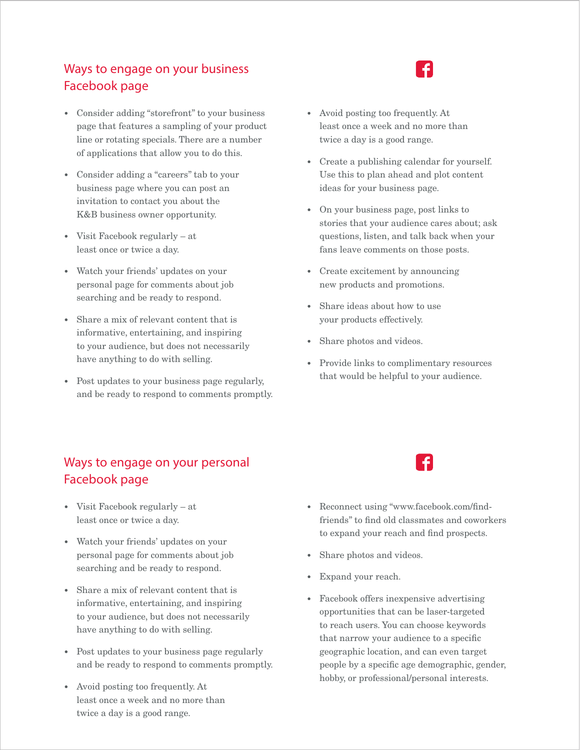## Ways to engage on your business Facebook page

- Consider adding "storefront" to your business page that features a sampling of your product line or rotating specials. There are a number of applications that allow you to do this.
- Consider adding a "careers" tab to your business page where you can post an invitation to contact you about the K&B business owner opportunity.
- Visit Facebook regularly – at least once or twice a day.
- Watch your friends' updates on your personal page for comments about job searching and be ready to respond.
- Share a mix of relevant content that is informative, entertaining, and inspiring to your audience, but does not necessarily have anything to do with selling.
- Post updates to your business page regularly, and be ready to respond to comments promptly.
- Avoid posting too frequently. At least once a week and no more than twice a day is a good range.
- Create a publishing calendar for yourself. Use this to plan ahead and plot content ideas for your business page.
- On your business page, post links to stories that your audience cares about; ask questions, listen, and talk back when your fans leave comments on those posts.
- Create excitement by announcing new products and promotions.
- Share ideas about how to use your products effectively.
- Share photos and videos.
- Provide links to complimentary resources that would be helpful to your audience.

## Ways to engage on your personal Facebook page

- Visit Facebook regularly – at least once or twice a day.
- Watch your friends' updates on your personal page for comments about job searching and be ready to respond.
- Share a mix of relevant content that is informative, entertaining, and inspiring to your audience, but does not necessarily have anything to do with selling.
- Post updates to your business page regularly and be ready to respond to comments promptly.
- Avoid posting too frequently. At least once a week and no more than twice a day is a good range.
- Reconnect using "www.facebook.com/find-friends" to find old classmates and coworkers to expand your reach and find prospects.
- Share photos and videos.
- Expand your reach.
- Facebook offers inexpensive advertising opportunities that can be laser-targeted to reach users. You can choose keywords that narrow your audience to a specific geographic location, and can even target people by a specific age demographic, gender, hobby, or professional/personal interests.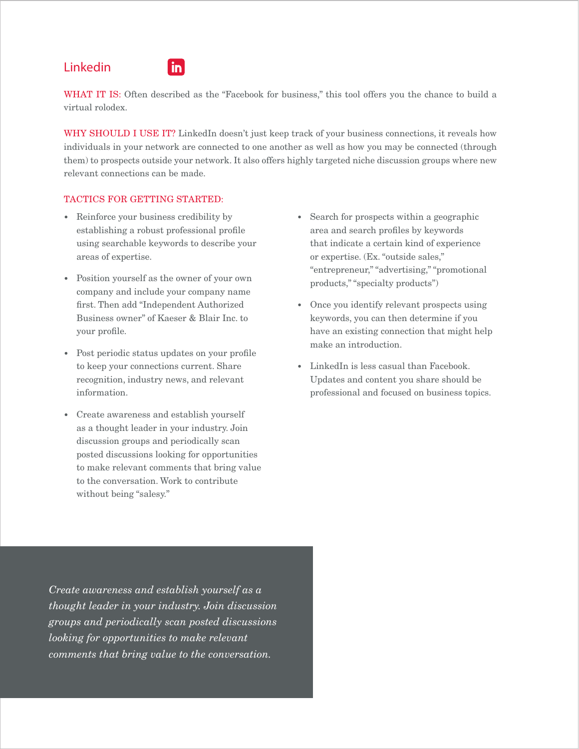## Linkedin

WHAT IT IS: Often described as the "Facebook for business," this tool offers you the chance to build a virtual rolodex.

WHY SHOULD I USE IT? LinkedIn doesn't just keep track of your business connections, it reveals how individuals in your network are connected to one another as well as how you may be connected (through them) to prospects outside your network. It also offers highly targeted niche discussion groups where new relevant connections can be made.

TACTICS FOR GETTING STARTED:

- Reinforce your business credibility by establishing a robust professional profile using searchable keywords to describe your areas of expertise.
- Position yourself as the owner of your own company and include your company name first. Then add "Independent Authorized Business owner" of Kaeser & Blair Inc. to your profile.
- Post periodic status updates on your profile to keep your connections current. Share recognition, industry news, and relevant information.
- Create awareness and establish yourself as a thought leader in your industry. Join discussion groups and periodically scan posted discussions looking for opportunities to make relevant comments that bring value to the conversation. Work to contribute without being "salesy."
- Search for prospects within a geographic area and search profiles by keywords that indicate a certain kind of experience or expertise. (Ex. "outside sales," "entrepreneur," "advertising," "promotional products," "specialty products")
- Once you identify relevant prospects using keywords, you can then determine if you have an existing connection that might help make an introduction.
- LinkedIn is less casual than Facebook. Updates and content you share should be professional and focused on business topics.

*Create awareness and establish yourself as a thought leader in your industry. Join discussion groups and periodically scan posted discussions looking for opportunities to make relevant comments that bring value to the conversation.*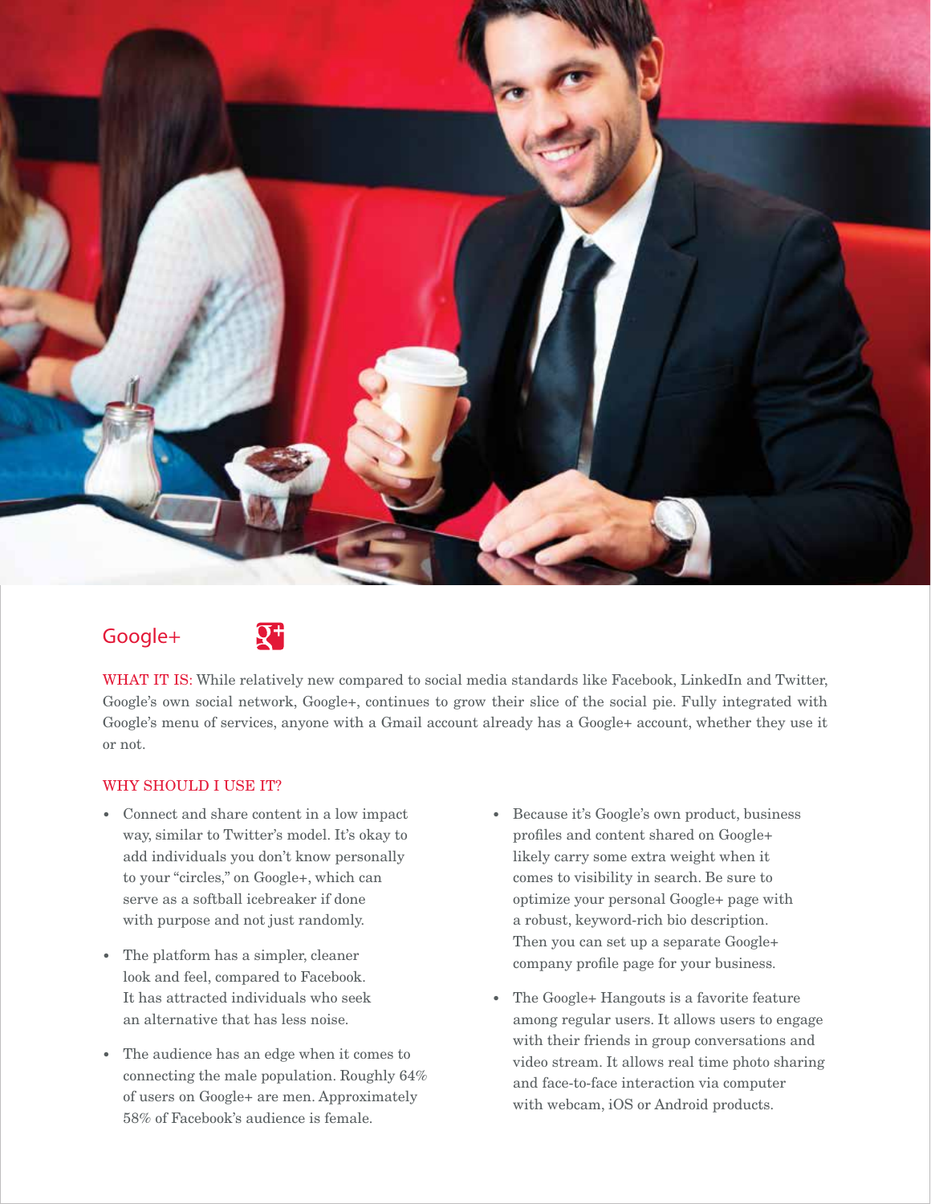## Google+

WHAT IT IS: While relatively new compared to social media standards like Facebook, LinkedIn and Twitter, Google's own social network, Google+, continues to grow their slice of the social pie. Fully integrated with Google's menu of services, anyone with a Gmail account already has a Google+ account, whether they use it or not.

### WHY SHOULD I USE IT?

- Connect and share content in a low impact way, similar to Twitter's model. It's okay to add individuals you don't know personally to your "circles," on Google+, which can serve as a softball icebreaker if done with purpose and not just randomly.
- The platform has a simpler, cleaner look and feel, compared to Facebook. It has attracted individuals who seek an alternative that has less noise.
- The audience has an edge when it comes to connecting the male population. Roughly 64% of users on Google+ are men. Approximately 58% of Facebook's audience is female.
- Because it's Google's own product, business profiles and content shared on Google+ likely carry some extra weight when it comes to visibility in search. Be sure to optimize your personal Google+ page with a robust, keyword-rich bio description. Then you can set up a separate Google+ company profile page for your business.
- The Google+ Hangouts is a favorite feature among regular users. It allows users to engage with their friends in group conversations and video stream. It allows real time photo sharing and face-to-face interaction via computer with webcam, iOS or Android products.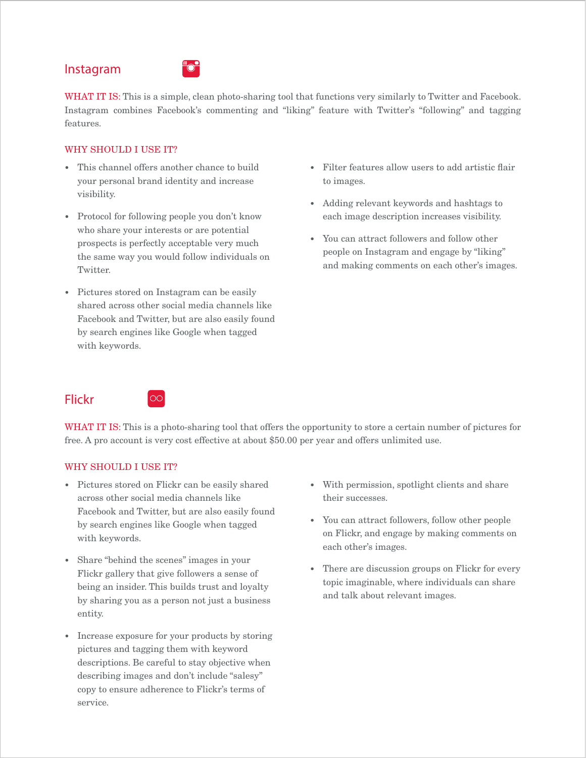## Instagram

WHAT IT IS: This is a simple, clean photo-sharing tool that functions very similarly to Twitter and Facebook. Instagram combines Facebook's commenting and "liking" feature with Twitter's "following" and tagging features.

### WHY SHOULD I USE IT?

- This channel offers another chance to build your personal brand identity and increase visibility.
- Protocol for following people you don't know who share your interests or are potential prospects is perfectly acceptable very much the same way you would follow individuals on Twitter.
- Pictures stored on Instagram can be easily shared across other social media channels like Facebook and Twitter, but are also easily found by search engines like Google when tagged with keywords.
- Filter features allow users to add artistic flair to images.
- Adding relevant keywords and hashtags to each image description increases visibility.
- You can attract followers and follow other people on Instagram and engage by "liking" and making comments on each other's images.

## Flickr

WHAT IT IS: This is a photo-sharing tool that offers the opportunity to store a certain number of pictures for free. A pro account is very cost effective at about $50.00 per year and offers unlimited use.

### WHY SHOULD I USE IT?

- Pictures stored on Flickr can be easily shared across other social media channels like Facebook and Twitter, but are also easily found by search engines like Google when tagged with keywords.
- Share "behind the scenes" images in your Flickr gallery that give followers a sense of being an insider. This builds trust and loyalty by sharing you as a person not just a business entity.
- Increase exposure for your products by storing pictures and tagging them with keyword descriptions. Be careful to stay objective when describing images and don't include "salesy" copy to ensure adherence to Flickr's terms of service.
- With permission, spotlight clients and share their successes.
- You can attract followers, follow other people on Flickr, and engage by making comments on each other's images.
- There are discussion groups on Flickr for every topic imaginable, where individuals can share and talk about relevant images.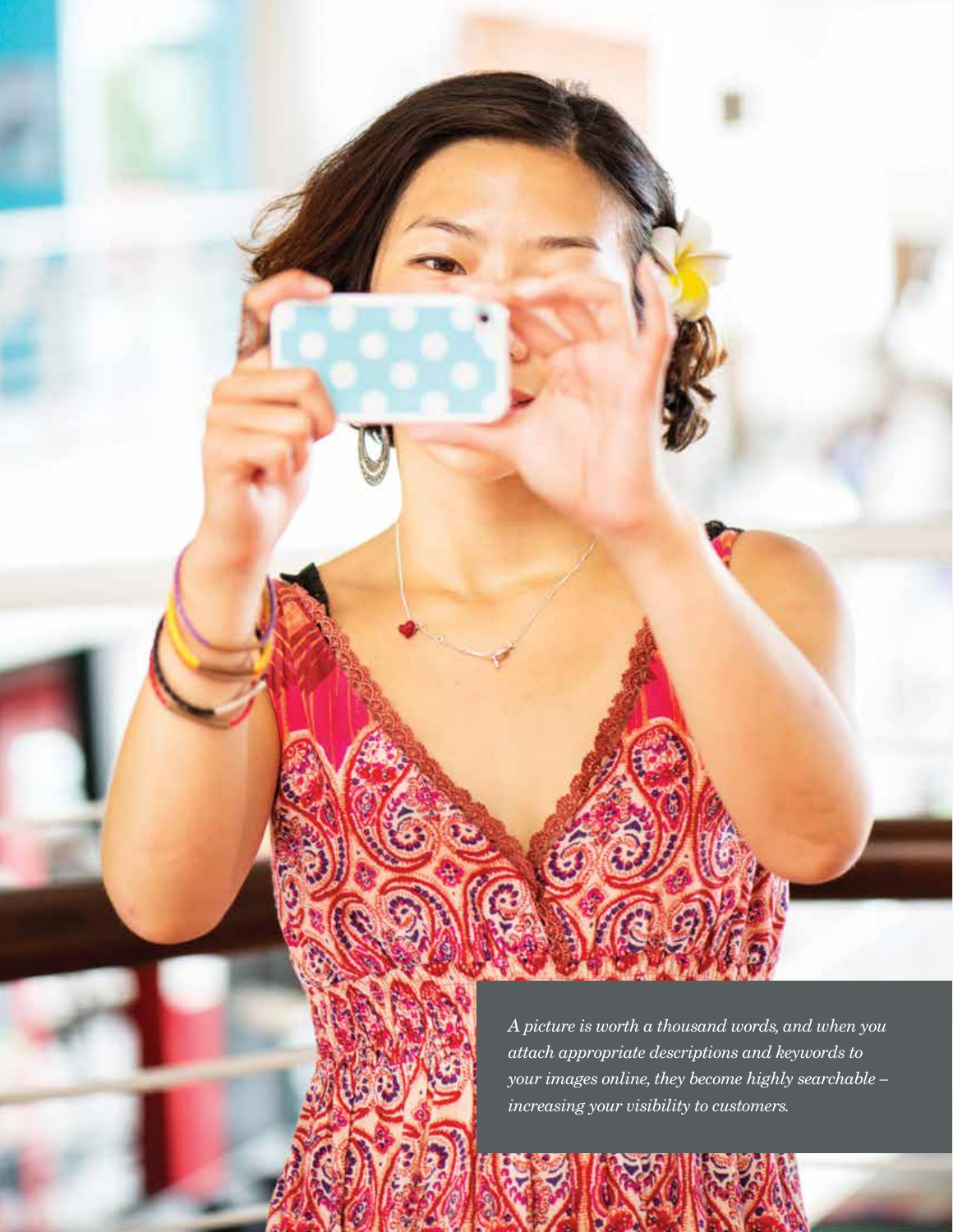*A picture is worth a thousand words, and when you attach appropriate descriptions and keywords to your images online, they become highly searchable – increasing your visibility to customers.*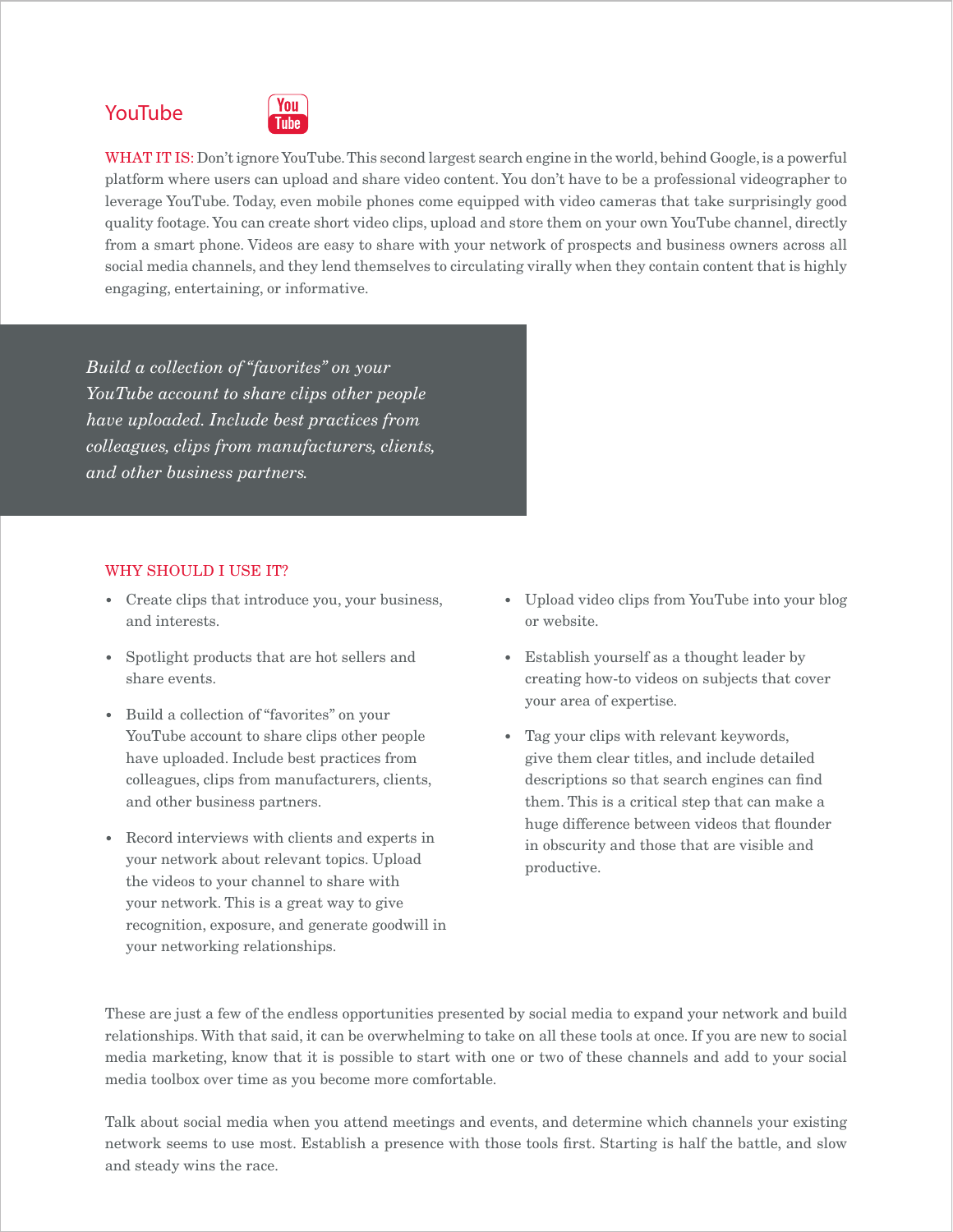## YouTube

WHAT IT IS: Don't ignore YouTube. This second largest search engine in the world, behind Google, is a powerful platform where users can upload and share video content. You don't have to be a professional videographer to leverage YouTube. Today, even mobile phones come equipped with video cameras that take surprisingly good quality footage. You can create short video clips, upload and store them on your own YouTube channel, directly from a smart phone. Videos are easy to share with your network of prospects and business owners across all social media channels, and they lend themselves to circulating virally when they contain content that is highly engaging, entertaining, or informative.

> *Build a collection of "favorites" on your YouTube account to share clips other people have uploaded. Include best practices from colleagues, clips from manufacturers, clients, and other business partners.*

### WHY SHOULD I USE IT?

- Create clips that introduce you, your business, and interests.
- Spotlight products that are hot sellers and share events.
- Build a collection of "favorites" on your YouTube account to share clips other people have uploaded. Include best practices from colleagues, clips from manufacturers, clients, and other business partners.
- Record interviews with clients and experts in your network about relevant topics. Upload the videos to your channel to share with your network. This is a great way to give recognition, exposure, and generate goodwill in your networking relationships.
- Upload video clips from YouTube into your blog or website.
- Establish yourself as a thought leader by creating how-to videos on subjects that cover your area of expertise.
- Tag your clips with relevant keywords, give them clear titles, and include detailed descriptions so that search engines can find them. This is a critical step that can make a huge difference between videos that flounder in obscurity and those that are visible and productive.

These are just a few of the endless opportunities presented by social media to expand your network and build relationships. With that said, it can be overwhelming to take on all these tools at once. If you are new to social media marketing, know that it is possible to start with one or two of these channels and add to your social media toolbox over time as you become more comfortable.

Talk about social media when you attend meetings and events, and determine which channels your existing network seems to use most. Establish a presence with those tools first. Starting is half the battle, and slow and steady wins the race.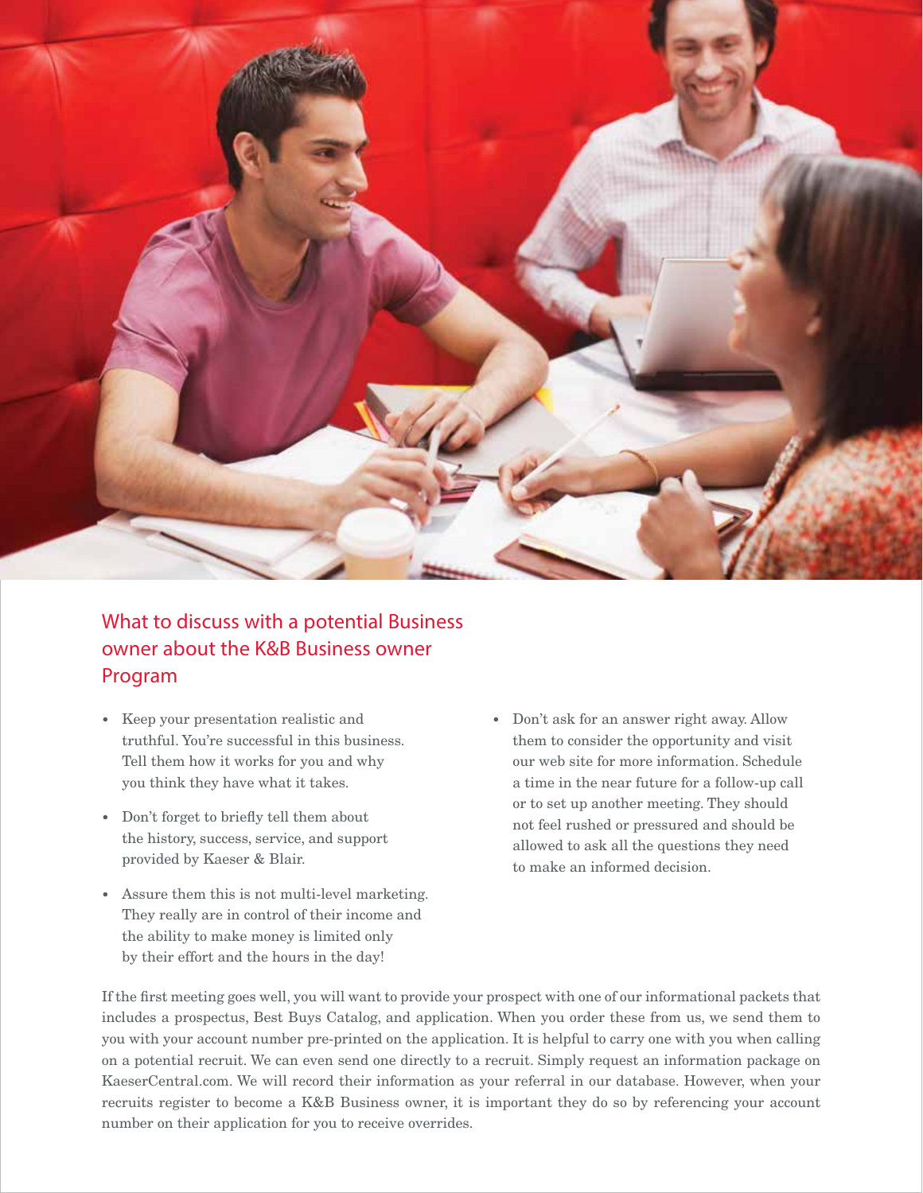## What to discuss with a potential Business owner about the K&B Business owner Program

- Keep your presentation realistic and truthful. You're successful in this business. Tell them how it works for you and why you think they have what it takes.
- Don't forget to briefly tell them about the history, success, service, and support provided by Kaeser & Blair.
- Assure them this is not multi-level marketing. They really are in control of their income and the ability to make money is limited only by their effort and the hours in the day!
- Don't ask for an answer right away. Allow them to consider the opportunity and visit our web site for more information. Schedule a time in the near future for a follow-up call or to set up another meeting. They should not feel rushed or pressured and should be allowed to ask all the questions they need to make an informed decision.

If the first meeting goes well, you will want to provide your prospect with one of our informational packets that includes a prospectus, Best Buys Catalog, and application. When you order these from us, we send them to you with your account number pre-printed on the application. It is helpful to carry one with you when calling on a potential recruit. We can even send one directly to a recruit. Simply request an information package on KaeserCentral.com. We will record their information as your referral in our database. However, when your recruits register to become a K&B Business owner, it is important they do so by referencing your account number on their application for you to receive overrides.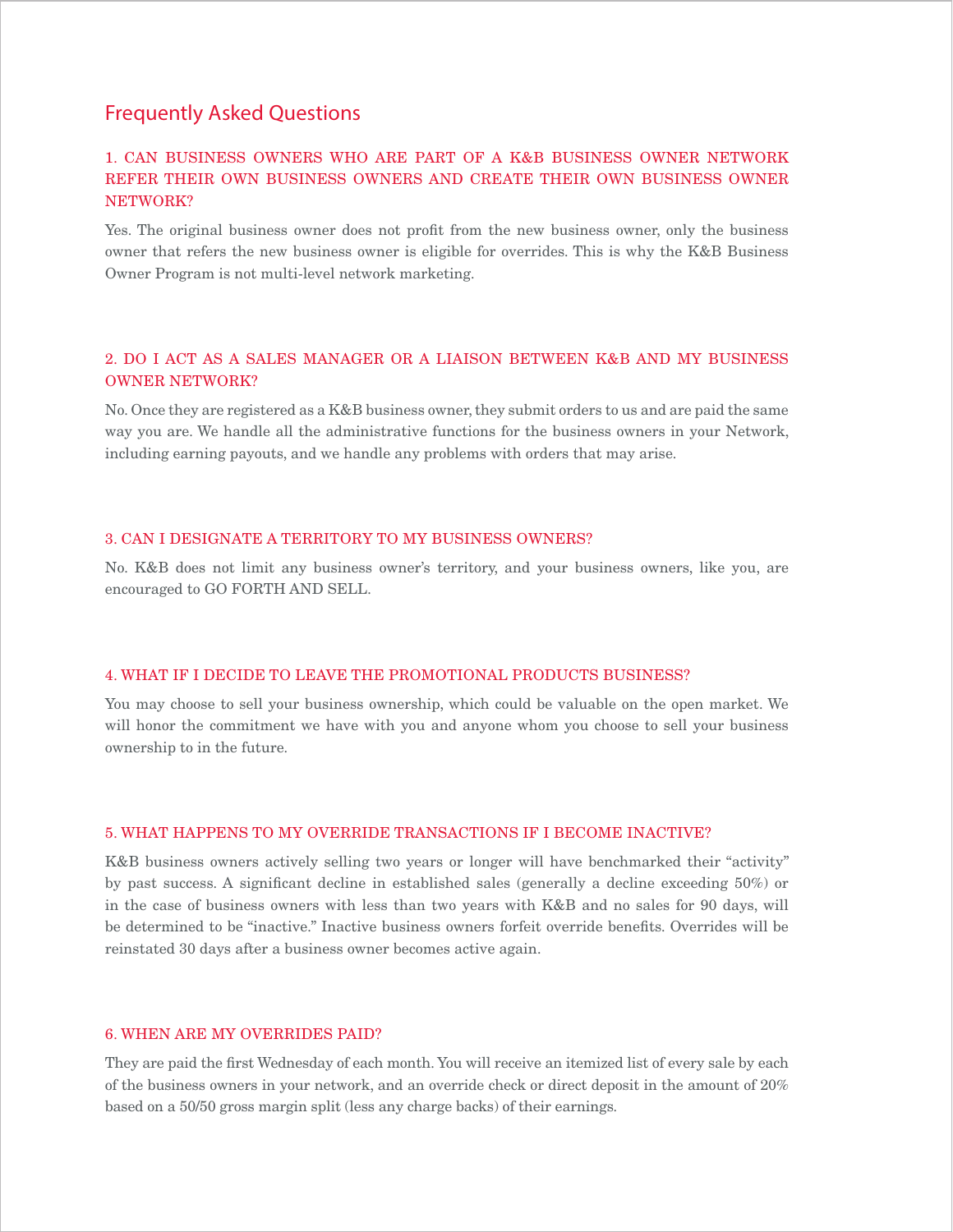## Frequently Asked Questions

### 1. CAN BUSINESS OWNERS WHO ARE PART OF A K&B BUSINESS OWNER NETWORK REFER THEIR OWN BUSINESS OWNERS AND CREATE THEIR OWN BUSINESS OWNER NETWORK?

Yes. The original business owner does not profit from the new business owner, only the business owner that refers the new business owner is eligible for overrides. This is why the K&B Business Owner Program is not multi-level network marketing.

### 2. DO I ACT AS A SALES MANAGER OR A LIAISON BETWEEN K&B AND MY BUSINESS OWNER NETWORK?

No. Once they are registered as a K&B business owner, they submit orders to us and are paid the same way you are. We handle all the administrative functions for the business owners in your Network, including earning payouts, and we handle any problems with orders that may arise.

### 3. CAN I DESIGNATE A TERRITORY TO MY BUSINESS OWNERS?

No. K&B does not limit any business owner's territory, and your business owners, like you, are encouraged to GO FORTH AND SELL.

### 4. WHAT IF I DECIDE TO LEAVE THE PROMOTIONAL PRODUCTS BUSINESS?

You may choose to sell your business ownership, which could be valuable on the open market. We will honor the commitment we have with you and anyone whom you choose to sell your business ownership to in the future.

### 5. WHAT HAPPENS TO MY OVERRIDE TRANSACTIONS IF I BECOME INACTIVE?

K&B business owners actively selling two years or longer will have benchmarked their "activity" by past success. A significant decline in established sales (generally a decline exceeding 50%) or in the case of business owners with less than two years with K&B and no sales for 90 days, will be determined to be "inactive." Inactive business owners forfeit override benefits. Overrides will be reinstated 30 days after a business owner becomes active again.

### 6. WHEN ARE MY OVERRIDES PAID?

They are paid the first Wednesday of each month. You will receive an itemized list of every sale by each of the business owners in your network, and an override check or direct deposit in the amount of 20% based on a 50/50 gross margin split (less any charge backs) of their earnings.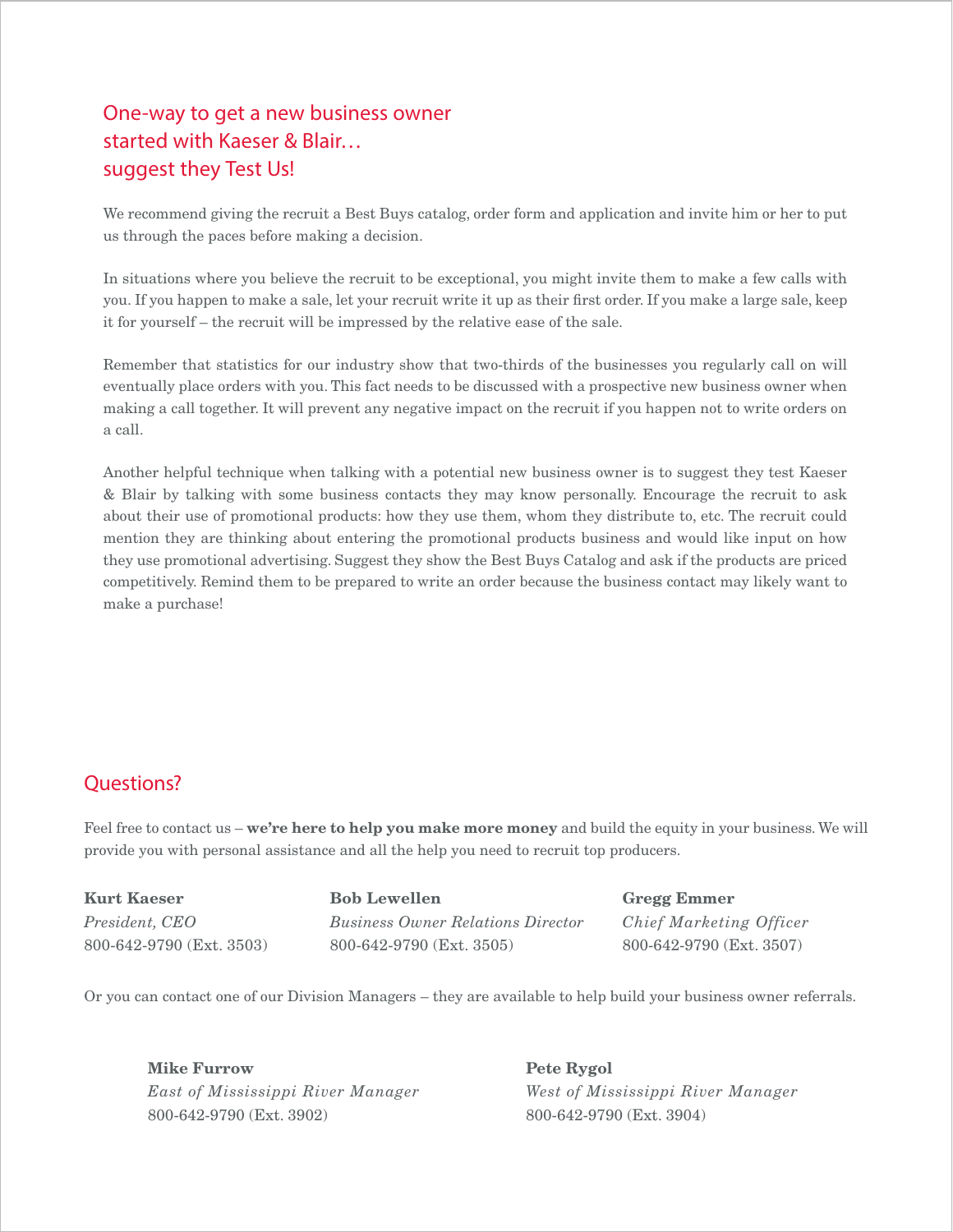## One-way to get a new business owner started with Kaeser & Blair… suggest they Test Us!

We recommend giving the recruit a Best Buys catalog, order form and application and invite him or her to put us through the paces before making a decision.

In situations where you believe the recruit to be exceptional, you might invite them to make a few calls with you. If you happen to make a sale, let your recruit write it up as their first order. If you make a large sale, keep it for yourself – the recruit will be impressed by the relative ease of the sale.

Remember that statistics for our industry show that two-thirds of the businesses you regularly call on will eventually place orders with you. This fact needs to be discussed with a prospective new business owner when making a call together. It will prevent any negative impact on the recruit if you happen not to write orders on a call.

Another helpful technique when talking with a potential new business owner is to suggest they test Kaeser & Blair by talking with some business contacts they may know personally. Encourage the recruit to ask about their use of promotional products: how they use them, whom they distribute to, etc. The recruit could mention they are thinking about entering the promotional products business and would like input on how they use promotional advertising. Suggest they show the Best Buys Catalog and ask if the products are priced competitively. Remind them to be prepared to write an order because the business contact may likely want to make a purchase!

## Questions?

Feel free to contact us – **we're here to help you make more money** and build the equity in your business. We will provide you with personal assistance and all the help you need to recruit top producers.

**Kurt Kaeser**
*President, CEO*
800-642-9790 (Ext. 3503)

**Bob Lewellen**
*Business Owner Relations Director*
800-642-9790 (Ext. 3505)

**Gregg Emmer**
*Chief Marketing Officer*
800-642-9790 (Ext. 3507)

Or you can contact one of our Division Managers – they are available to help build your business owner referrals.

**Mike Furrow**
*East of Mississippi River Manager*
800-642-9790 (Ext. 3902)

**Pete Rygol**
*West of Mississippi River Manager*
800-642-9790 (Ext. 3904)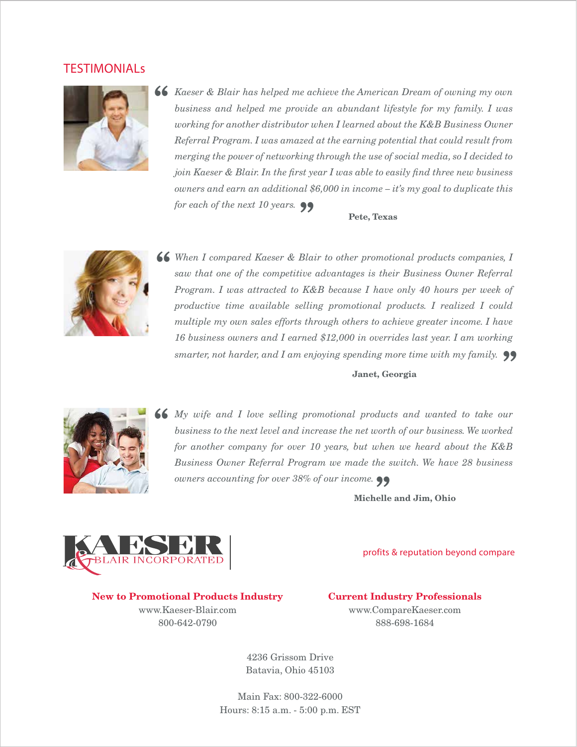## TESTIMONIALs

*"Kaeser & Blair has helped me achieve the American Dream of owning my own business and helped me provide an abundant lifestyle for my family. I was working for another distributor when I learned about the K&B Business Owner Referral Program. I was amazed at the earning potential that could result from merging the power of networking through the use of social media, so I decided to join Kaeser & Blair. In the first year I was able to easily find three new business owners and earn an additional $6,000 in income – it's my goal to duplicate this for each of the next 10 years."*

**Pete, Texas**

*"When I compared Kaeser & Blair to other promotional products companies, I saw that one of the competitive advantages is their Business Owner Referral Program. I was attracted to K&B because I have only 40 hours per week of productive time available selling promotional products. I realized I could multiple my own sales efforts through others to achieve greater income. I have 16 business owners and I earned $12,000 in overrides last year. I am working smarter, not harder, and I am enjoying spending more time with my family."*

**Janet, Georgia**

*"My wife and I love selling promotional products and wanted to take our business to the next level and increase the net worth of our business. We worked for another company for over 10 years, but when we heard about the K&B Business Owner Referral Program we made the switch. We have 28 business owners accounting for over 38% of our income."*

**Michelle and Jim, Ohio**

KAESER & BLAIR INCORPORATED

profits & reputation beyond compare

**New to Promotional Products Industry**
www.Kaeser-Blair.com
800-642-0790

**Current Industry Professionals**
www.CompareKaeser.com
888-698-1684

4236 Grissom Drive
Batavia, Ohio 45103

Main Fax: 800-322-6000
Hours: 8:15 a.m. - 5:00 p.m. EST